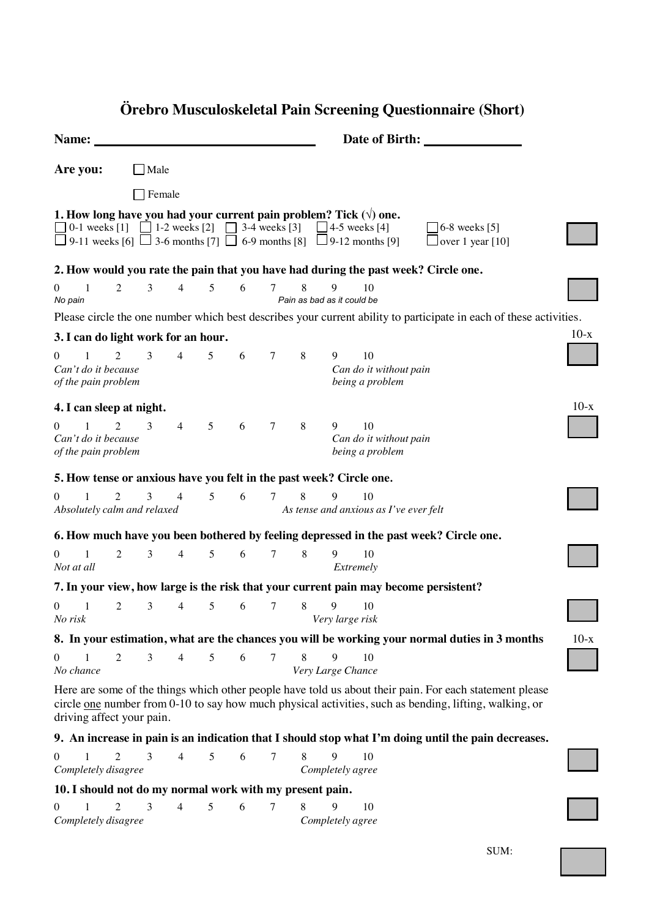# Örebro Musculoskeletal Pain Screening Questionnaire (Short)

**Name:** ______________________________ **Date of Birth:** ______________

**Are you:** ☐ Male ☐ Female

**1. How long have you had your current pain problem? Tick (√) one.**

☐ 0-1 weeks [1] ☐ 1-2 weeks [2] ☐ 3-4 weeks [3] ☐ 4-5 weeks [4] ☐ 6-8 weeks [5]
☐ 9-11 weeks [6] ☐ 3-6 months [7] ☐ 6-9 months [8] ☐ 9-12 months [9] ☐ over 1 year [10]

**2. How would you rate the pain that you have had during the past week? Circle one.**

0 1 2 3 4 5 6 7 8 9 10
*No pain* — *Pain as bad as it could be*

Please circle the one number which best describes your current ability to participate in each of these activities.

**3. I can do light work for an hour.** (10-x)

0 1 2 3 4 5 6 7 8 9 10
*Can't do it because of the pain problem* — *Can do it without pain being a problem*

**4. I can sleep at night.** (10-x)

0 1 2 3 4 5 6 7 8 9 10
*Can't do it because of the pain problem* — *Can do it without pain being a problem*

**5. How tense or anxious have you felt in the past week? Circle one.**

0 1 2 3 4 5 6 7 8 9 10
*Absolutely calm and relaxed* — *As tense and anxious as I've ever felt*

**6. How much have you been bothered by feeling depressed in the past week? Circle one.**

0 1 2 3 4 5 6 7 8 9 10
*Not at all* — *Extremely*

**7. In your view, how large is the risk that your current pain may become persistent?**

0 1 2 3 4 5 6 7 8 9 10
*No risk* — *Very large risk*

**8. In your estimation, what are the chances you will be working your normal duties in 3 months** (10-x)

0 1 2 3 4 5 6 7 8 9 10
*No chance* — *Very Large Chance*

Here are some of the things which other people have told us about their pain. For each statement please circle one number from 0-10 to say how much physical activities, such as bending, lifting, walking, or driving affect your pain.

**9. An increase in pain is an indication that I should stop what I'm doing until the pain decreases.**

0 1 2 3 4 5 6 7 8 9 10
*Completely disagree* — *Completely agree*

**10. I should not do my normal work with my present pain.**

0 1 2 3 4 5 6 7 8 9 10
*Completely disagree* — *Completely agree*

SUM: ______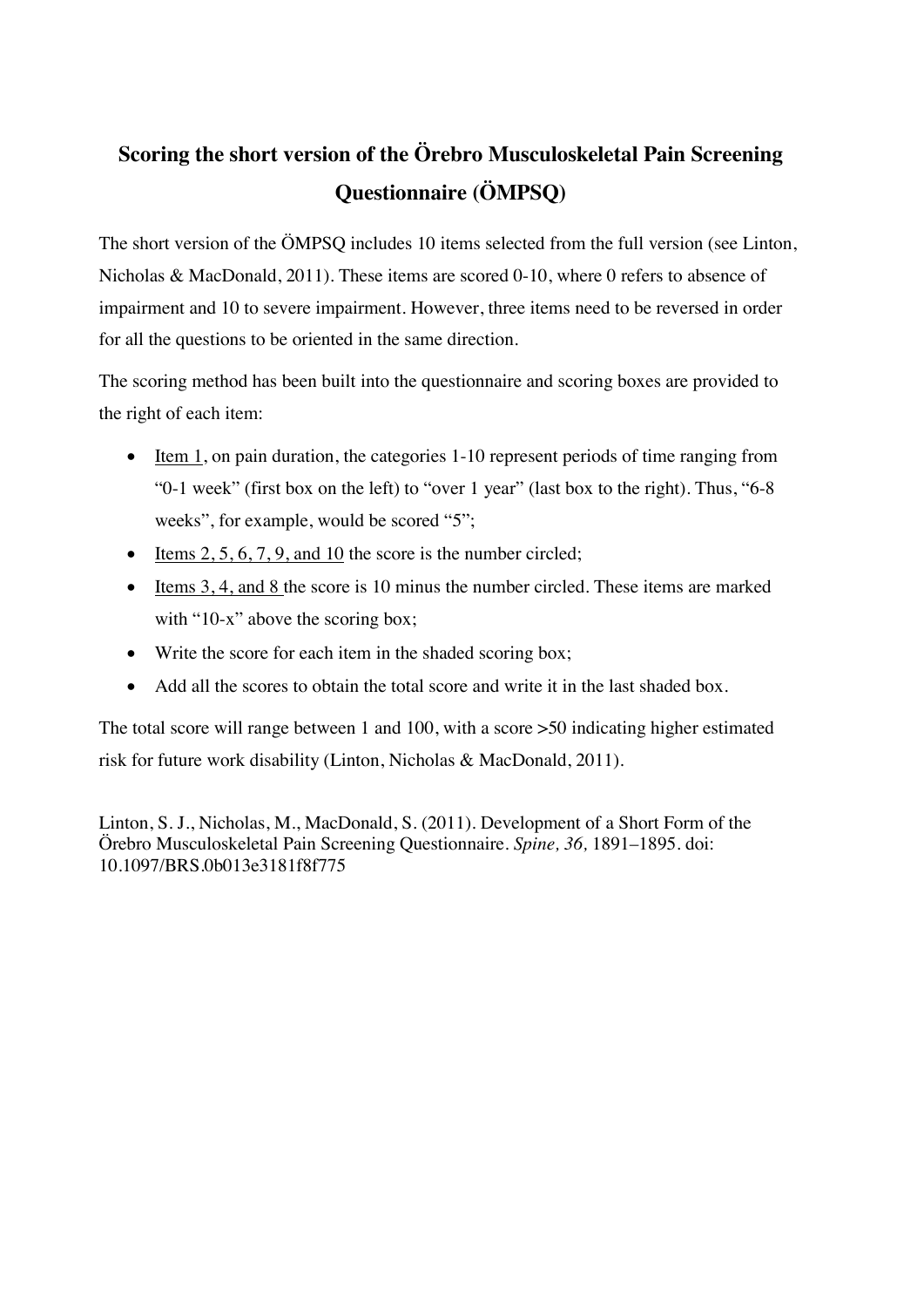# Scoring the short version of the Örebro Musculoskeletal Pain Screening Questionnaire (ÖMPSQ)

The short version of the ÖMPSQ includes 10 items selected from the full version (see Linton, Nicholas & MacDonald, 2011). These items are scored 0-10, where 0 refers to absence of impairment and 10 to severe impairment. However, three items need to be reversed in order for all the questions to be oriented in the same direction.

The scoring method has been built into the questionnaire and scoring boxes are provided to the right of each item:

- <u>Item 1</u>, on pain duration, the categories 1-10 represent periods of time ranging from "0-1 week" (first box on the left) to "over 1 year" (last box to the right). Thus, "6-8 weeks", for example, would be scored "5";
- <u>Items 2, 5, 6, 7, 9, and 10</u> the score is the number circled;
- <u>Items 3, 4, and 8</u> the score is 10 minus the number circled. These items are marked with "10-x" above the scoring box;
- Write the score for each item in the shaded scoring box;
- Add all the scores to obtain the total score and write it in the last shaded box.

The total score will range between 1 and 100, with a score >50 indicating higher estimated risk for future work disability (Linton, Nicholas & MacDonald, 2011).

Linton, S. J., Nicholas, M., MacDonald, S. (2011). Development of a Short Form of the Örebro Musculoskeletal Pain Screening Questionnaire. *Spine, 36,* 1891–1895. doi: 10.1097/BRS.0b013e3181f8f775